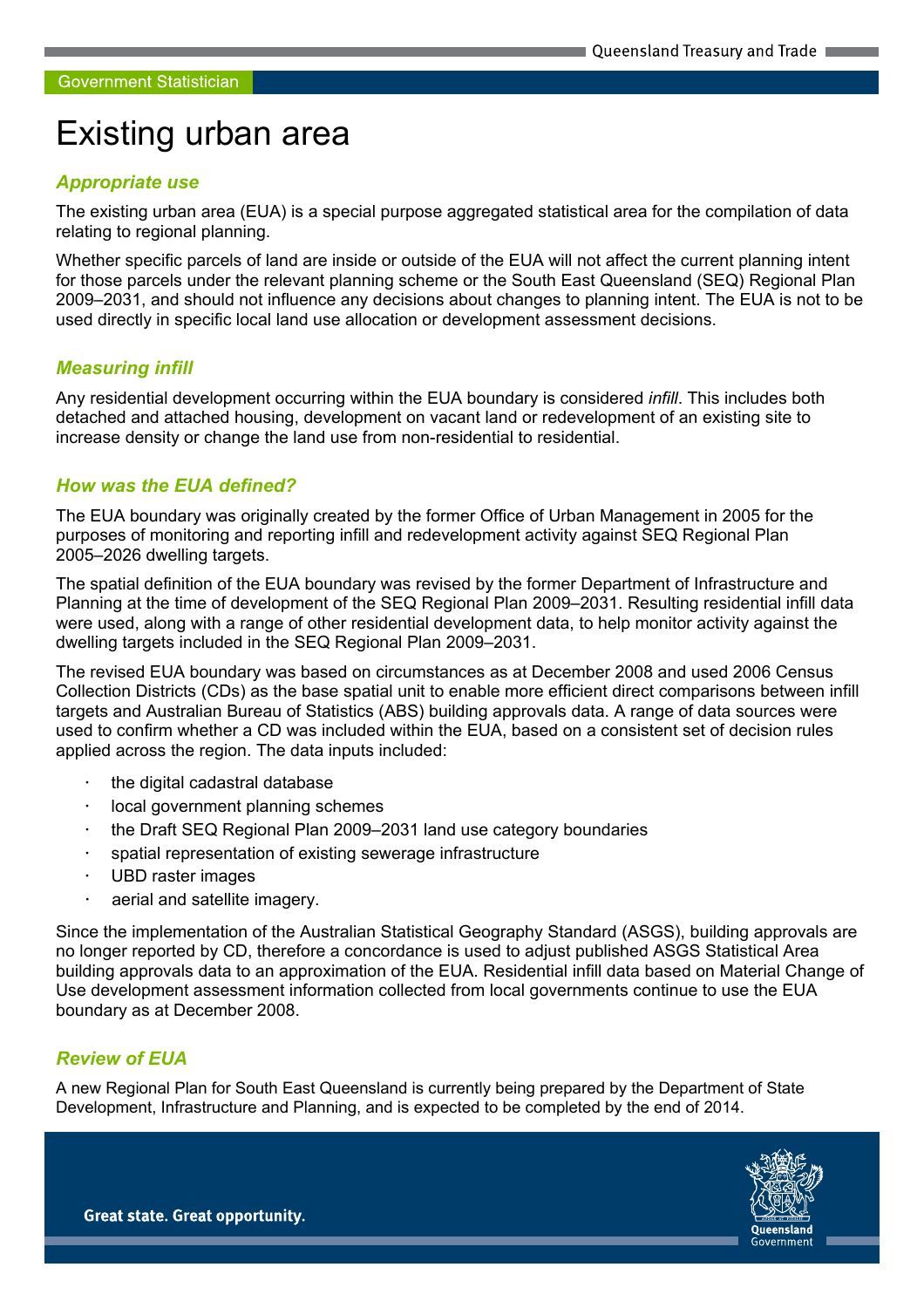# Existing urban area

## *Appropriate use*

The existing urban area (EUA) is a special purpose aggregated statistical area for the compilation of data relating to regional planning.

Whether specific parcels of land are inside or outside of the EUA will not affect the current planning intent for those parcels under the relevant planning scheme or the South East Queensland (SEQ) Regional Plan 2009–2031, and should not influence any decisions about changes to planning intent. The EUA is not to be used directly in specific local land use allocation or development assessment decisions.

## *Measuring infill*

Any residential development occurring within the EUA boundary is considered *infill*. This includes both detached and attached housing, development on vacant land or redevelopment of an existing site to increase density or change the land use from non-residential to residential.

## *How was the EUA defined?*

The EUA boundary was originally created by the former Office of Urban Management in 2005 for the purposes of monitoring and reporting infill and redevelopment activity against SEQ Regional Plan 2005–2026 dwelling targets.

The spatial definition of the EUA boundary was revised by the former Department of Infrastructure and Planning at the time of development of the SEQ Regional Plan 2009–2031. Resulting residential infill data were used, along with a range of other residential development data, to help monitor activity against the dwelling targets included in the SEQ Regional Plan 2009–2031.

The revised EUA boundary was based on circumstances as at December 2008 and used 2006 Census Collection Districts (CDs) as the base spatial unit to enable more efficient direct comparisons between infill targets and Australian Bureau of Statistics (ABS) building approvals data. A range of data sources were used to confirm whether a CD was included within the EUA, based on a consistent set of decision rules applied across the region. The data inputs included:

- the digital cadastral database
- local government planning schemes
- the Draft SEQ Regional Plan 2009–2031 land use category boundaries
- spatial representation of existing sewerage infrastructure
- UBD raster images
- aerial and satellite imagery.

Since the implementation of the Australian Statistical Geography Standard (ASGS), building approvals are no longer reported by CD, therefore a concordance is used to adjust published ASGS Statistical Area building approvals data to an approximation of the EUA. Residential infill data based on Material Change of Use development assessment information collected from local governments continue to use the EUA boundary as at December 2008.

## *Review of EUA*

A new Regional Plan for South East Queensland is currently being prepared by the Department of State Development, Infrastructure and Planning, and is expected to be completed by the end of 2014.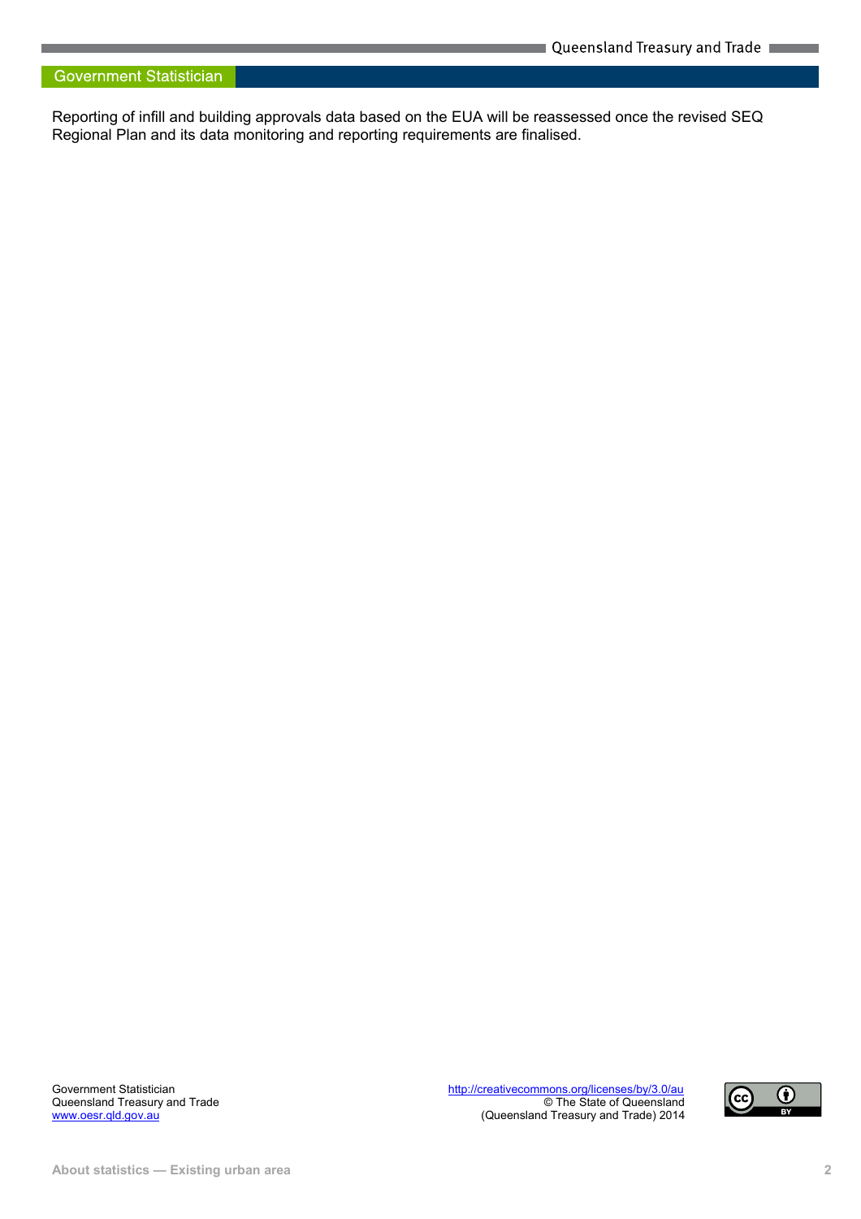Reporting of infill and building approvals data based on the EUA will be reassessed once the revised SEQ Regional Plan and its data monitoring and reporting requirements are finalised.

Government Statistician
Queensland Treasury and Trade
www.oesr.qld.gov.au

http://creativecommons.org/licenses/by/3.0/au
© The State of Queensland
(Queensland Treasury and Trade) 2014